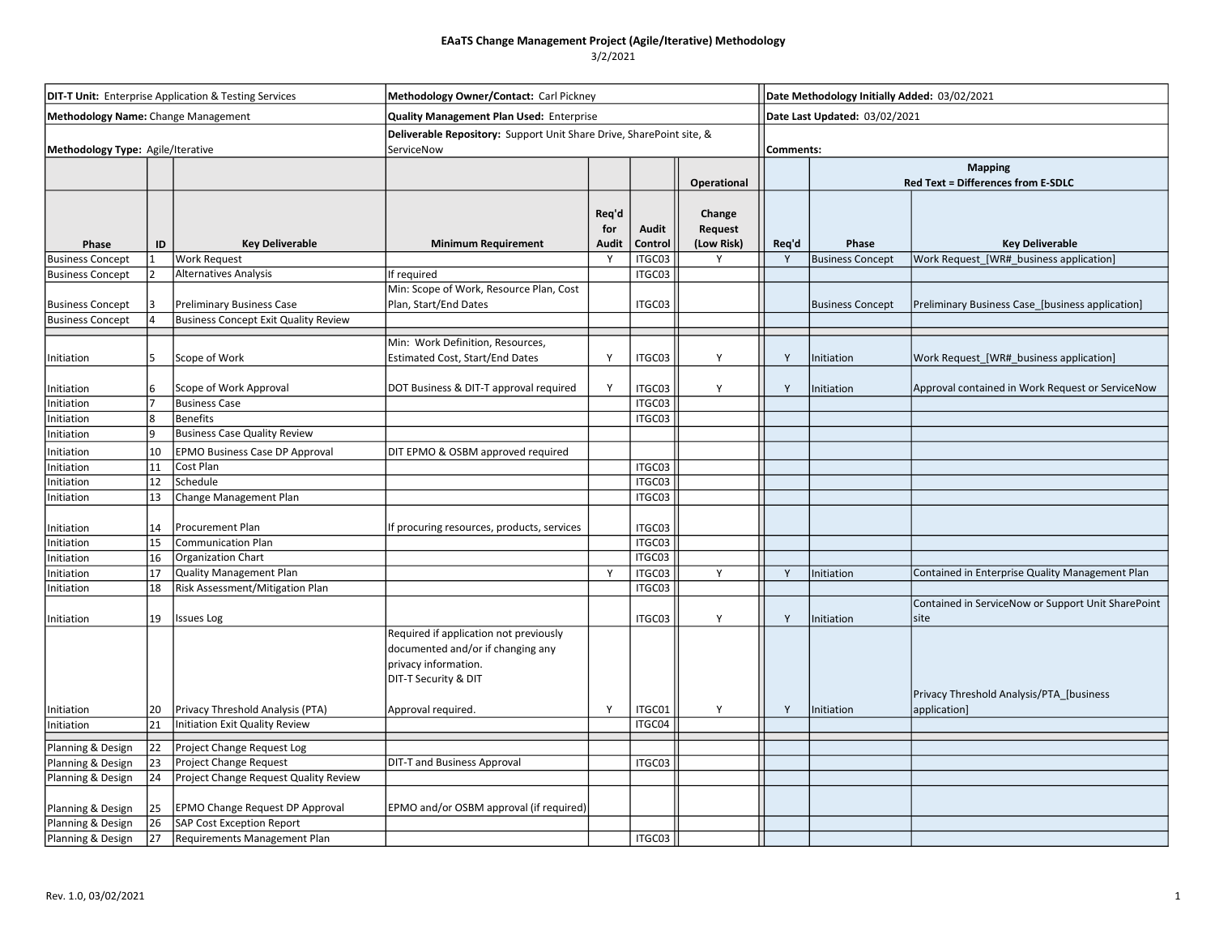# EAaTS Change Management Project (Agile/Iterative) Methodology

3/2/2021

| **DIT-T Unit:** Enterprise Application & Testing Services | | | **Methodology Owner/Contact:** Carl Pickney | | | | **Date Methodology Initially Added:** 03/02/2021 | | |
|---|---|---|---|---|---|---|---|---|---|
| **Methodology Name:** Change Management | | | **Quality Management Plan Used:** Enterprise | | | | **Date Last Updated:** 03/02/2021 | | |
| **Methodology Type:** Agile/Iterative | | | **Deliverable Repository:** Support Unit Share Drive, SharePoint site, & ServiceNow | | | | **Comments:** | | |
| | | | | | | **Operational** | | **Mapping Red Text = Differences from E-SDLC** | |
| **Phase** | **ID** | **Key Deliverable** | **Minimum Requirement** | **Req'd for Audit** | **Audit Control** | **Change Request (Low Risk)** | **Req'd** | **Phase** | **Key Deliverable** |
| Business Concept | 1 | Work Request | | Y | ITGC03 | Y | Y | Business Concept | Work Request_[WR#_business application] |
| Business Concept | 2 | Alternatives Analysis | If required | | ITGC03 | | | | |
| Business Concept | 3 | Preliminary Business Case | Min: Scope of Work, Resource Plan, Cost Plan, Start/End Dates | | ITGC03 | | | Business Concept | Preliminary Business Case_[business application] |
| Business Concept | 4 | Business Concept Exit Quality Review | | | | | | | |
| | | | | | | | | | |
| Initiation | 5 | Scope of Work | Min: Work Definition, Resources, Estimated Cost, Start/End Dates | Y | ITGC03 | Y | Y | Initiation | Work Request_[WR#_business application] |
| Initiation | 6 | Scope of Work Approval | DOT Business & DIT-T approval required | Y | ITGC03 | Y | Y | Initiation | Approval contained in Work Request or ServiceNow |
| Initiation | 7 | Business Case | | | ITGC03 | | | | |
| Initiation | 8 | Benefits | | | ITGC03 | | | | |
| Initiation | 9 | Business Case Quality Review | | | | | | | |
| Initiation | 10 | EPMO Business Case DP Approval | DIT EPMO & OSBM approved required | | | | | | |
| Initiation | 11 | Cost Plan | | | ITGC03 | | | | |
| Initiation | 12 | Schedule | | | ITGC03 | | | | |
| Initiation | 13 | Change Management Plan | | | ITGC03 | | | | |
| Initiation | 14 | Procurement Plan | If procuring resources, products, services | | ITGC03 | | | | |
| Initiation | 15 | Communication Plan | | | ITGC03 | | | | |
| Initiation | 16 | Organization Chart | | | ITGC03 | | | | |
| Initiation | 17 | Quality Management Plan | | Y | ITGC03 | Y | Y | Initiation | Contained in Enterprise Quality Management Plan |
| Initiation | 18 | Risk Assessment/Mitigation Plan | | | ITGC03 | | | | |
| Initiation | 19 | Issues Log | | | ITGC03 | Y | Y | Initiation | Contained in ServiceNow or Support Unit SharePoint site |
| Initiation | 20 | Privacy Threshold Analysis (PTA) | Required if application not previously documented and/or if changing any privacy information. DIT-T Security & DIT Approval required. | Y | ITGC01 | Y | Y | Initiation | Privacy Threshold Analysis/PTA_[business application] |
| Initiation | 21 | Initiation Exit Quality Review | | | ITGC04 | | | | |
| | | | | | | | | | |
| Planning & Design | 22 | Project Change Request Log | | | | | | | |
| Planning & Design | 23 | Project Change Request | DIT-T and Business Approval | | ITGC03 | | | | |
| Planning & Design | 24 | Project Change Request Quality Review | | | | | | | |
| Planning & Design | 25 | EPMO Change Request DP Approval | EPMO and/or OSBM approval (if required) | | | | | | |
| Planning & Design | 26 | SAP Cost Exception Report | | | | | | | |
| Planning & Design | 27 | Requirements Management Plan | | | ITGC03 | | | | |

Rev. 1.0, 03/02/2021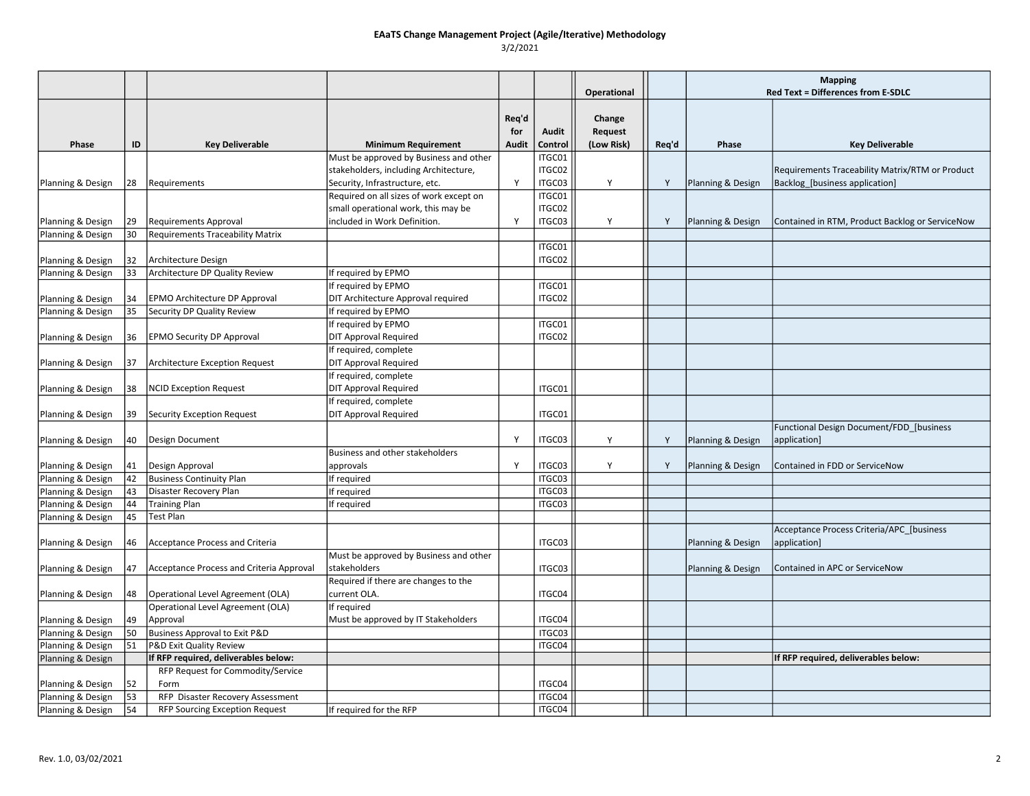# EAaTS Change Management Project (Agile/Iterative) Methodology

3/2/2021

| | | | | | | Operational | | Mapping<br>Red Text = Differences from E-SDLC | |
|---|---|---|---|---|---|---|---|---|---|
| **Phase** | **ID** | **Key Deliverable** | **Minimum Requirement** | **Req'd for Audit** | **Audit Control** | **Change Request (Low Risk)** | **Req'd** | **Phase** | **Key Deliverable** |
| Planning & Design | 28 | Requirements | Must be approved by Business and other stakeholders, including Architecture, Security, Infrastructure, etc. | Y | ITGC01<br>ITGC02<br>ITGC03 | Y | Y | Planning & Design | Requirements Traceability Matrix/RTM or Product Backlog_[business application] |
| Planning & Design | 29 | Requirements Approval | Required on all sizes of work except on small operational work, this may be included in Work Definition. | Y | ITGC01<br>ITGC02<br>ITGC03 | Y | Y | Planning & Design | Contained in RTM, Product Backlog or ServiceNow |
| Planning & Design | 30 | Requirements Traceability Matrix | | | | | | | |
| Planning & Design | 32 | Architecture Design | | | ITGC01<br>ITGC02 | | | | |
| Planning & Design | 33 | Architecture DP Quality Review | If required by EPMO | | | | | | |
| Planning & Design | 34 | EPMO Architecture DP Approval | If required by EPMO<br>DIT Architecture Approval required | | ITGC01<br>ITGC02 | | | | |
| Planning & Design | 35 | Security DP Quality Review | If required by EPMO | | | | | | |
| Planning & Design | 36 | EPMO Security DP Approval | If required by EPMO<br>DIT Approval Required | | ITGC01<br>ITGC02 | | | | |
| Planning & Design | 37 | Architecture Exception Request | If required, complete<br>DIT Approval Required | | | | | | |
| Planning & Design | 38 | NCID Exception Request | If required, complete<br>DIT Approval Required | | ITGC01 | | | | |
| Planning & Design | 39 | Security Exception Request | If required, complete<br>DIT Approval Required | | ITGC01 | | | | |
| Planning & Design | 40 | Design Document | | Y | ITGC03 | Y | Y | Planning & Design | Functional Design Document/FDD_[business application] |
| Planning & Design | 41 | Design Approval | Business and other stakeholders approvals | Y | ITGC03 | Y | Y | Planning & Design | Contained in FDD or ServiceNow |
| Planning & Design | 42 | Business Continuity Plan | If required | | ITGC03 | | | | |
| Planning & Design | 43 | Disaster Recovery Plan | If required | | ITGC03 | | | | |
| Planning & Design | 44 | Training Plan | If required | | ITGC03 | | | | |
| Planning & Design | 45 | Test Plan | | | | | | | |
| Planning & Design | 46 | Acceptance Process and Criteria | | | ITGC03 | | | Planning & Design | Acceptance Process Criteria/APC_[business application] |
| Planning & Design | 47 | Acceptance Process and Criteria Approval | Must be approved by Business and other stakeholders | | ITGC03 | | | Planning & Design | Contained in APC or ServiceNow |
| Planning & Design | 48 | Operational Level Agreement (OLA) | Required if there are changes to the current OLA. | | ITGC04 | | | | |
| Planning & Design | 49 | Operational Level Agreement (OLA) Approval | If required<br>Must be approved by IT Stakeholders | | ITGC04 | | | | |
| Planning & Design | 50 | Business Approval to Exit P&D | | | ITGC03 | | | | |
| Planning & Design | 51 | P&D Exit Quality Review | | | ITGC04 | | | | |
| Planning & Design | | **If RFP required, deliverables below:** | | | | | | | **If RFP required, deliverables below:** |
| Planning & Design | 52 | RFP Request for Commodity/Service Form | | | ITGC04 | | | | |
| Planning & Design | 53 | RFP Disaster Recovery Assessment | | | ITGC04 | | | | |
| Planning & Design | 54 | RFP Sourcing Exception Request | If required for the RFP | | ITGC04 | | | | |

Rev. 1.0, 03/02/2021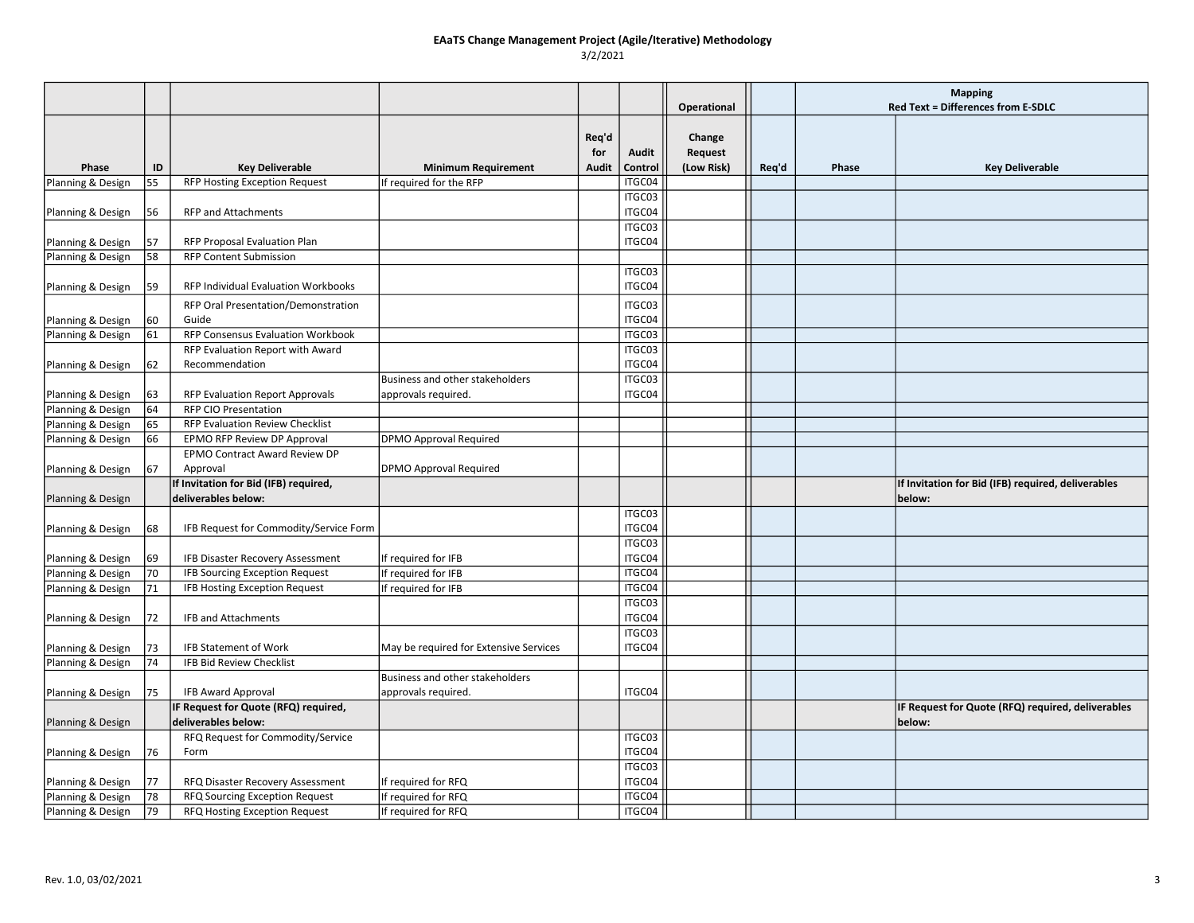# EAaTS Change Management Project (Agile/Iterative) Methodology

3/2/2021

| | | | | | | Operational | | Mapping Red Text = Differences from E-SDLC | |
|---|---|---|---|---|---|---|---|---|---|
| Phase | ID | Key Deliverable | Minimum Requirement | Req'd for Audit | Audit Control | Change Request (Low Risk) | Req'd | Phase | Key Deliverable |
| Planning & Design | 55 | RFP Hosting Exception Request | If required for the RFP | | ITGC04 | | | | |
| Planning & Design | 56 | RFP and Attachments | | | ITGC03 ITGC04 | | | | |
| Planning & Design | 57 | RFP Proposal Evaluation Plan | | | ITGC03 ITGC04 | | | | |
| Planning & Design | 58 | RFP Content Submission | | | | | | | |
| Planning & Design | 59 | RFP Individual Evaluation Workbooks | | | ITGC03 ITGC04 | | | | |
| Planning & Design | 60 | RFP Oral Presentation/Demonstration Guide | | | ITGC03 ITGC04 | | | | |
| Planning & Design | 61 | RFP Consensus Evaluation Workbook | | | ITGC03 | | | | |
| Planning & Design | 62 | RFP Evaluation Report with Award Recommendation | | | ITGC03 ITGC04 | | | | |
| Planning & Design | 63 | RFP Evaluation Report Approvals | Business and other stakeholders approvals required. | | ITGC03 ITGC04 | | | | |
| Planning & Design | 64 | RFP CIO Presentation | | | | | | | |
| Planning & Design | 65 | RFP Evaluation Review Checklist | | | | | | | |
| Planning & Design | 66 | EPMO RFP Review DP Approval | DPMO Approval Required | | | | | | |
| Planning & Design | 67 | EPMO Contract Award Review DP Approval | DPMO Approval Required | | | | | | |
| Planning & Design | | **If Invitation for Bid (IFB) required, deliverables below:** | | | | | | | **If Invitation for Bid (IFB) required, deliverables below:** |
| Planning & Design | 68 | IFB Request for Commodity/Service Form | | | ITGC03 ITGC04 | | | | |
| Planning & Design | 69 | IFB Disaster Recovery Assessment | If required for IFB | | ITGC03 ITGC04 | | | | |
| Planning & Design | 70 | IFB Sourcing Exception Request | If required for IFB | | ITGC04 | | | | |
| Planning & Design | 71 | IFB Hosting Exception Request | If required for IFB | | ITGC04 | | | | |
| Planning & Design | 72 | IFB and Attachments | | | ITGC03 ITGC04 | | | | |
| Planning & Design | 73 | IFB Statement of Work | May be required for Extensive Services | | ITGC03 ITGC04 | | | | |
| Planning & Design | 74 | IFB Bid Review Checklist | | | | | | | |
| Planning & Design | 75 | IFB Award Approval | Business and other stakeholders approvals required. | | ITGC04 | | | | |
| Planning & Design | | **IF Request for Quote (RFQ) required, deliverables below:** | | | | | | | **IF Request for Quote (RFQ) required, deliverables below:** |
| Planning & Design | 76 | RFQ Request for Commodity/Service Form | | | ITGC03 ITGC04 | | | | |
| Planning & Design | 77 | RFQ Disaster Recovery Assessment | If required for RFQ | | ITGC03 ITGC04 | | | | |
| Planning & Design | 78 | RFQ Sourcing Exception Request | If required for RFQ | | ITGC04 | | | | |
| Planning & Design | 79 | RFQ Hosting Exception Request | If required for RFQ | | ITGC04 | | | | |

Rev. 1.0, 03/02/2021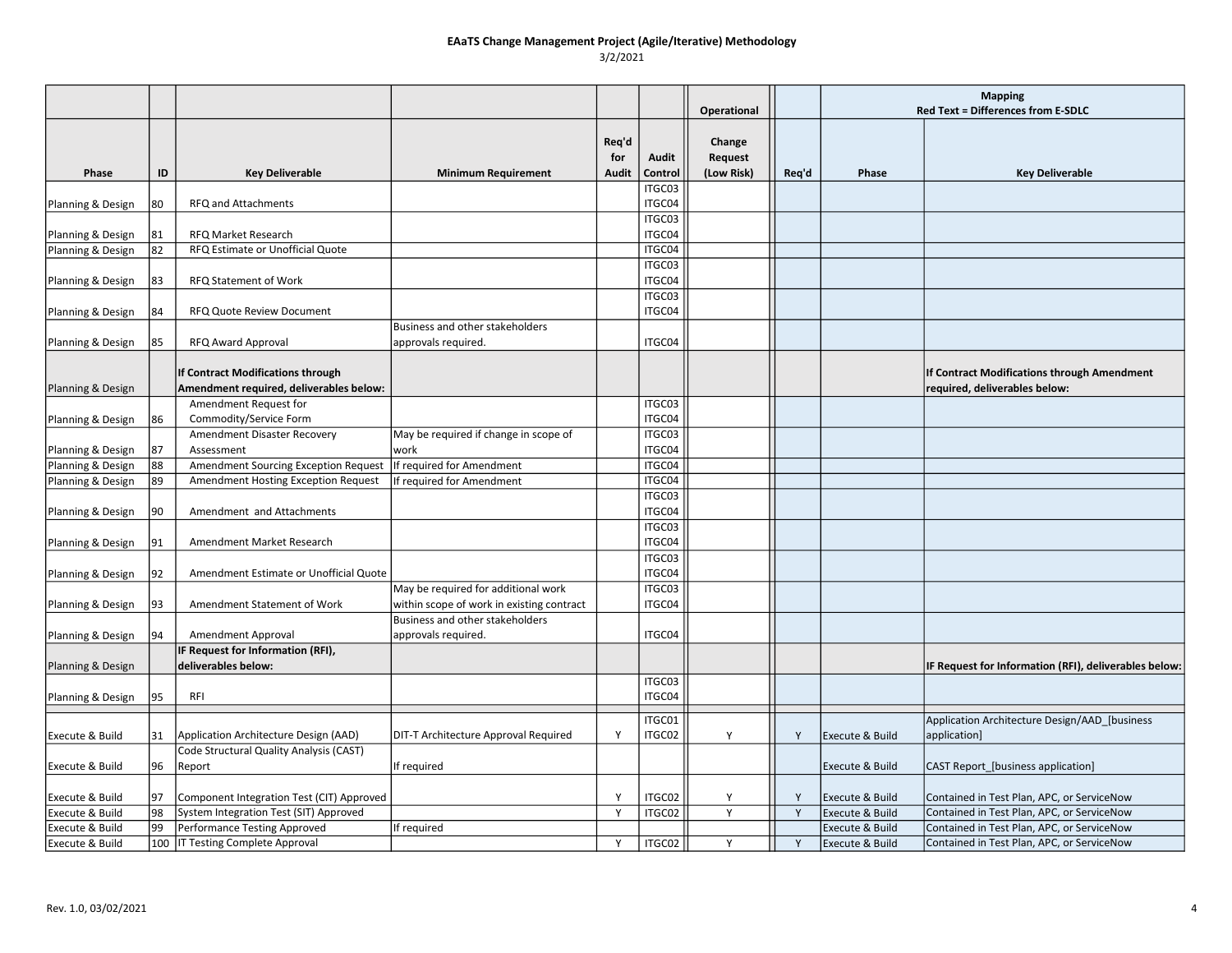# EAaTS Change Management Project (Agile/Iterative) Methodology

3/2/2021

| | | | | | | Operational | | Mapping Red Text = Differences from E-SDLC | |
|---|---|---|---|---|---|---|---|---|---|
| Phase | ID | Key Deliverable | Minimum Requirement | Req'd for Audit | Audit Control | Change Request (Low Risk) | Req'd | Phase | Key Deliverable |
| Planning & Design | 80 | RFQ and Attachments | | | ITGC03 ITGC04 | | | | |
| Planning & Design | 81 | RFQ Market Research | | | ITGC03 ITGC04 | | | | |
| Planning & Design | 82 | RFQ Estimate or Unofficial Quote | | | ITGC04 | | | | |
| Planning & Design | 83 | RFQ Statement of Work | | | ITGC03 ITGC04 | | | | |
| Planning & Design | 84 | RFQ Quote Review Document | | | ITGC03 ITGC04 | | | | |
| Planning & Design | 85 | RFQ Award Approval | Business and other stakeholders approvals required. | | ITGC04 | | | | |
| Planning & Design | | **If Contract Modifications through Amendment required, deliverables below:** | | | | | | | **If Contract Modifications through Amendment required, deliverables below:** |
| Planning & Design | 86 | Amendment Request for Commodity/Service Form | | | ITGC03 ITGC04 | | | | |
| Planning & Design | 87 | Amendment Disaster Recovery Assessment | May be required if change in scope of work | | ITGC03 ITGC04 | | | | |
| Planning & Design | 88 | Amendment Sourcing Exception Request | If required for Amendment | | ITGC04 | | | | |
| Planning & Design | 89 | Amendment Hosting Exception Request | If required for Amendment | | ITGC04 | | | | |
| Planning & Design | 90 | Amendment and Attachments | | | ITGC03 ITGC04 | | | | |
| Planning & Design | 91 | Amendment Market Research | | | ITGC03 ITGC04 | | | | |
| Planning & Design | 92 | Amendment Estimate or Unofficial Quote | | | ITGC03 ITGC04 | | | | |
| Planning & Design | 93 | Amendment Statement of Work | May be required for additional work within scope of work in existing contract | | ITGC03 ITGC04 | | | | |
| Planning & Design | 94 | Amendment Approval | Business and other stakeholders approvals required. | | ITGC04 | | | | |
| Planning & Design | | **IF Request for Information (RFI), deliverables below:** | | | | | | | **IF Request for Information (RFI), deliverables below:** |
| Planning & Design | 95 | RFI | | | ITGC03 ITGC04 | | | | |
| | | | | | | | | | |
| Execute & Build | 31 | Application Architecture Design (AAD) | DIT-T Architecture Approval Required | Y | ITGC01 ITGC02 | Y | Y | Execute & Build | Application Architecture Design/AAD_[business application] |
| Execute & Build | 96 | Code Structural Quality Analysis (CAST) Report | If required | | | | | Execute & Build | CAST Report_[business application] |
| Execute & Build | 97 | Component Integration Test (CIT) Approved | | Y | ITGC02 | Y | Y | Execute & Build | Contained in Test Plan, APC, or ServiceNow |
| Execute & Build | 98 | System Integration Test (SIT) Approved | | Y | ITGC02 | Y | Y | Execute & Build | Contained in Test Plan, APC, or ServiceNow |
| Execute & Build | 99 | Performance Testing Approved | If required | | | | | Execute & Build | Contained in Test Plan, APC, or ServiceNow |
| Execute & Build | 100 | IT Testing Complete Approval | | Y | ITGC02 | Y | Y | Execute & Build | Contained in Test Plan, APC, or ServiceNow |

Rev. 1.0, 03/02/2021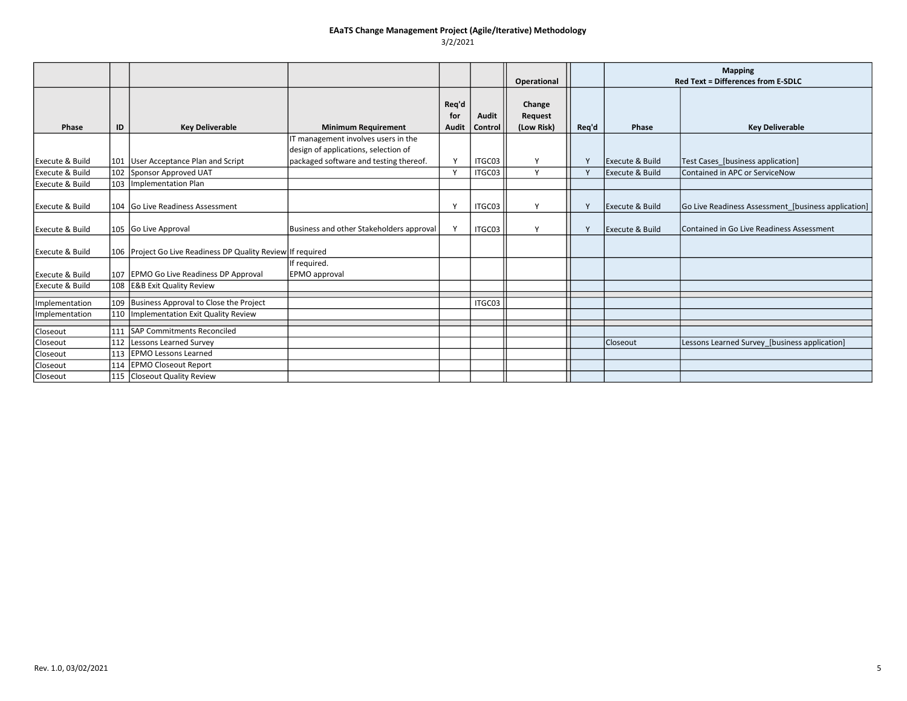**EAaTS Change Management Project (Agile/Iterative) Methodology**

3/2/2021

| Phase | ID | Key Deliverable | Minimum Requirement | Req'd for Audit | Audit Control | Operational Change Request (Low Risk) | Req'd | Mapping Red Text = Differences from E-SDLC Phase | Key Deliverable |
|---|---|---|---|---|---|---|---|---|---|
| Execute & Build | 101 | User Acceptance Plan and Script | IT management involves users in the design of applications, selection of packaged software and testing thereof. | Y | ITGC03 | Y | Y | Execute & Build | Test Cases_[business application] |
| Execute & Build | 102 | Sponsor Approved UAT | | Y | ITGC03 | Y | Y | Execute & Build | Contained in APC or ServiceNow |
| Execute & Build | 103 | Implementation Plan | | | | | | | |
| Execute & Build | 104 | Go Live Readiness Assessment | | Y | ITGC03 | Y | Y | Execute & Build | Go Live Readiness Assessment_[business application] |
| Execute & Build | 105 | Go Live Approval | Business and other Stakeholders approval | Y | ITGC03 | Y | Y | Execute & Build | Contained in Go Live Readiness Assessment |
| Execute & Build | 106 | Project Go Live Readiness DP Quality Review | If required | | | | | | |
| Execute & Build | 107 | EPMO Go Live Readiness DP Approval | If required. EPMO approval | | | | | | |
| Execute & Build | 108 | E&B Exit Quality Review | | | | | | | |
| | | | | | | | | | |
| Implementation | 109 | Business Approval to Close the Project | | | ITGC03 | | | | |
| Implementation | 110 | Implementation Exit Quality Review | | | | | | | |
| | | | | | | | | | |
| Closeout | 111 | SAP Commitments Reconciled | | | | | | | |
| Closeout | 112 | Lessons Learned Survey | | | | | | Closeout | Lessons Learned Survey_[business application] |
| Closeout | 113 | EPMO Lessons Learned | | | | | | | |
| Closeout | 114 | EPMO Closeout Report | | | | | | | |
| Closeout | 115 | Closeout Quality Review | | | | | | | |

Rev. 1.0, 03/02/2021